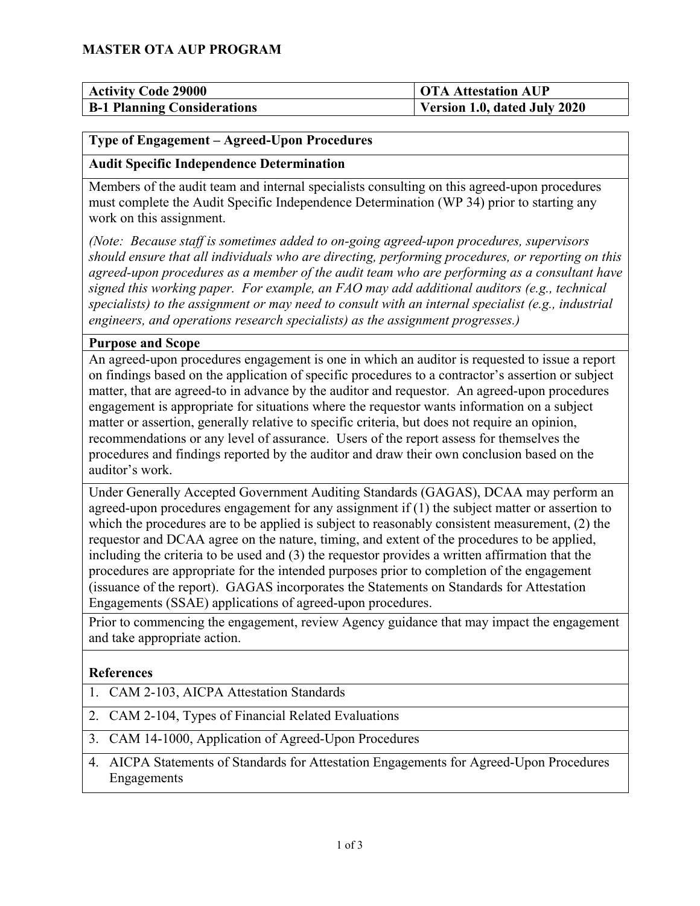# MASTER OTA AUP PROGRAM

| Activity Code 29000 | OTA Attestation AUP |
| --- | --- |
| **B-1 Planning Considerations** | **Version 1.0, dated July 2020** |

## Type of Engagement – Agreed-Upon Procedures

### Audit Specific Independence Determination

Members of the audit team and internal specialists consulting on this agreed-upon procedures must complete the Audit Specific Independence Determination (WP 34) prior to starting any work on this assignment.

*(Note: Because staff is sometimes added to on-going agreed-upon procedures, supervisors should ensure that all individuals who are directing, performing procedures, or reporting on this agreed-upon procedures as a member of the audit team who are performing as a consultant have signed this working paper. For example, an FAO may add additional auditors (e.g., technical specialists) to the assignment or may need to consult with an internal specialist (e.g., industrial engineers, and operations research specialists) as the assignment progresses.)*

### Purpose and Scope

An agreed-upon procedures engagement is one in which an auditor is requested to issue a report on findings based on the application of specific procedures to a contractor's assertion or subject matter, that are agreed-to in advance by the auditor and requestor. An agreed-upon procedures engagement is appropriate for situations where the requestor wants information on a subject matter or assertion, generally relative to specific criteria, but does not require an opinion, recommendations or any level of assurance. Users of the report assess for themselves the procedures and findings reported by the auditor and draw their own conclusion based on the auditor's work.

Under Generally Accepted Government Auditing Standards (GAGAS), DCAA may perform an agreed-upon procedures engagement for any assignment if (1) the subject matter or assertion to which the procedures are to be applied is subject to reasonably consistent measurement, (2) the requestor and DCAA agree on the nature, timing, and extent of the procedures to be applied, including the criteria to be used and (3) the requestor provides a written affirmation that the procedures are appropriate for the intended purposes prior to completion of the engagement (issuance of the report). GAGAS incorporates the Statements on Standards for Attestation Engagements (SSAE) applications of agreed-upon procedures.

Prior to commencing the engagement, review Agency guidance that may impact the engagement and take appropriate action.

### References

1. CAM 2-103, AICPA Attestation Standards
2. CAM 2-104, Types of Financial Related Evaluations
3. CAM 14-1000, Application of Agreed-Upon Procedures
4. AICPA Statements of Standards for Attestation Engagements for Agreed-Upon Procedures Engagements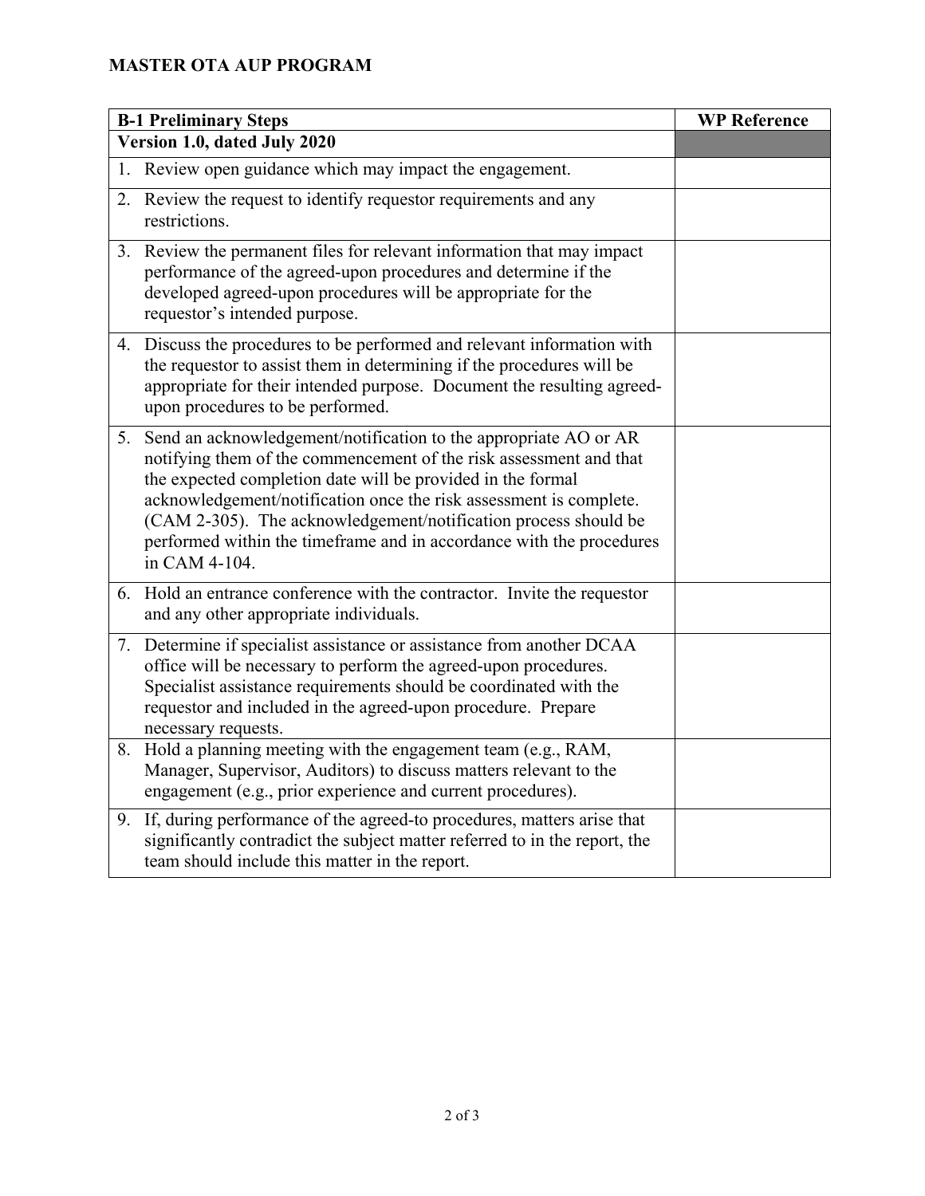## MASTER OTA AUP PROGRAM

| B-1 Preliminary Steps | WP Reference |
|---|---|
| **Version 1.0, dated July 2020** | |
| 1. Review open guidance which may impact the engagement. | |
| 2. Review the request to identify requestor requirements and any restrictions. | |
| 3. Review the permanent files for relevant information that may impact performance of the agreed-upon procedures and determine if the developed agreed-upon procedures will be appropriate for the requestor's intended purpose. | |
| 4. Discuss the procedures to be performed and relevant information with the requestor to assist them in determining if the procedures will be appropriate for their intended purpose. Document the resulting agreed-upon procedures to be performed. | |
| 5. Send an acknowledgement/notification to the appropriate AO or AR notifying them of the commencement of the risk assessment and that the expected completion date will be provided in the formal acknowledgement/notification once the risk assessment is complete. (CAM 2-305). The acknowledgement/notification process should be performed within the timeframe and in accordance with the procedures in CAM 4-104. | |
| 6. Hold an entrance conference with the contractor. Invite the requestor and any other appropriate individuals. | |
| 7. Determine if specialist assistance or assistance from another DCAA office will be necessary to perform the agreed-upon procedures. Specialist assistance requirements should be coordinated with the requestor and included in the agreed-upon procedure. Prepare necessary requests. | |
| 8. Hold a planning meeting with the engagement team (e.g., RAM, Manager, Supervisor, Auditors) to discuss matters relevant to the engagement (e.g., prior experience and current procedures). | |
| 9. If, during performance of the agreed-to procedures, matters arise that significantly contradict the subject matter referred to in the report, the team should include this matter in the report. | |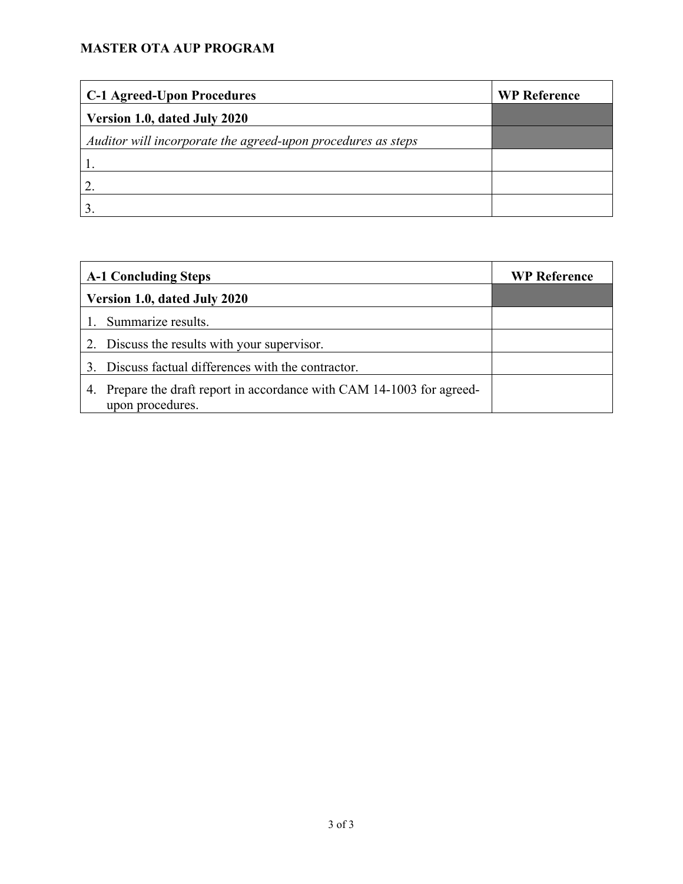| C-1 Agreed-Upon Procedures | WP Reference |
| --- | --- |
| **Version 1.0, dated July 2020** | |
| *Auditor will incorporate the agreed-upon procedures as steps* | |
| 1. | |
| 2. | |
| 3. | |

| A-1 Concluding Steps | WP Reference |
| --- | --- |
| **Version 1.0, dated July 2020** | |
| 1. Summarize results. | |
| 2. Discuss the results with your supervisor. | |
| 3. Discuss factual differences with the contractor. | |
| 4. Prepare the draft report in accordance with CAM 14-1003 for agreed-upon procedures. | |